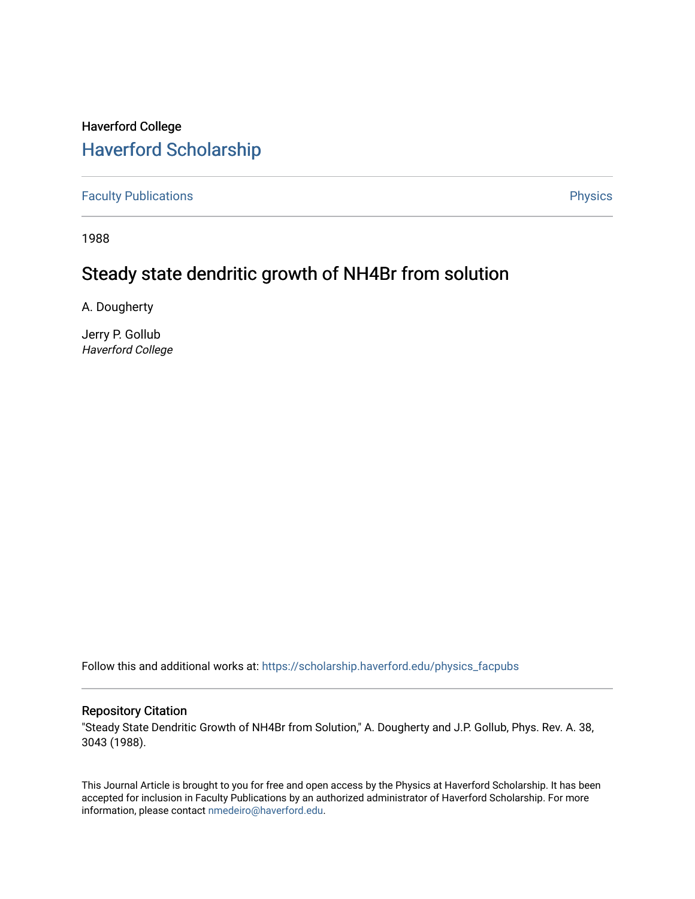Haverford College

# Haverford Scholarship

Faculty Publications | Physics

1988

## Steady state dendritic growth of NH4Br from solution

A. Dougherty

Jerry P. Gollub
*Haverford College*

Follow this and additional works at: https://scholarship.haverford.edu/physics_facpubs

### Repository Citation

"Steady State Dendritic Growth of NH4Br from Solution," A. Dougherty and J.P. Gollub, Phys. Rev. A. 38, 3043 (1988).

This Journal Article is brought to you for free and open access by the Physics at Haverford Scholarship. It has been accepted for inclusion in Faculty Publications by an authorized administrator of Haverford Scholarship. For more information, please contact nmedeiro@haverford.edu.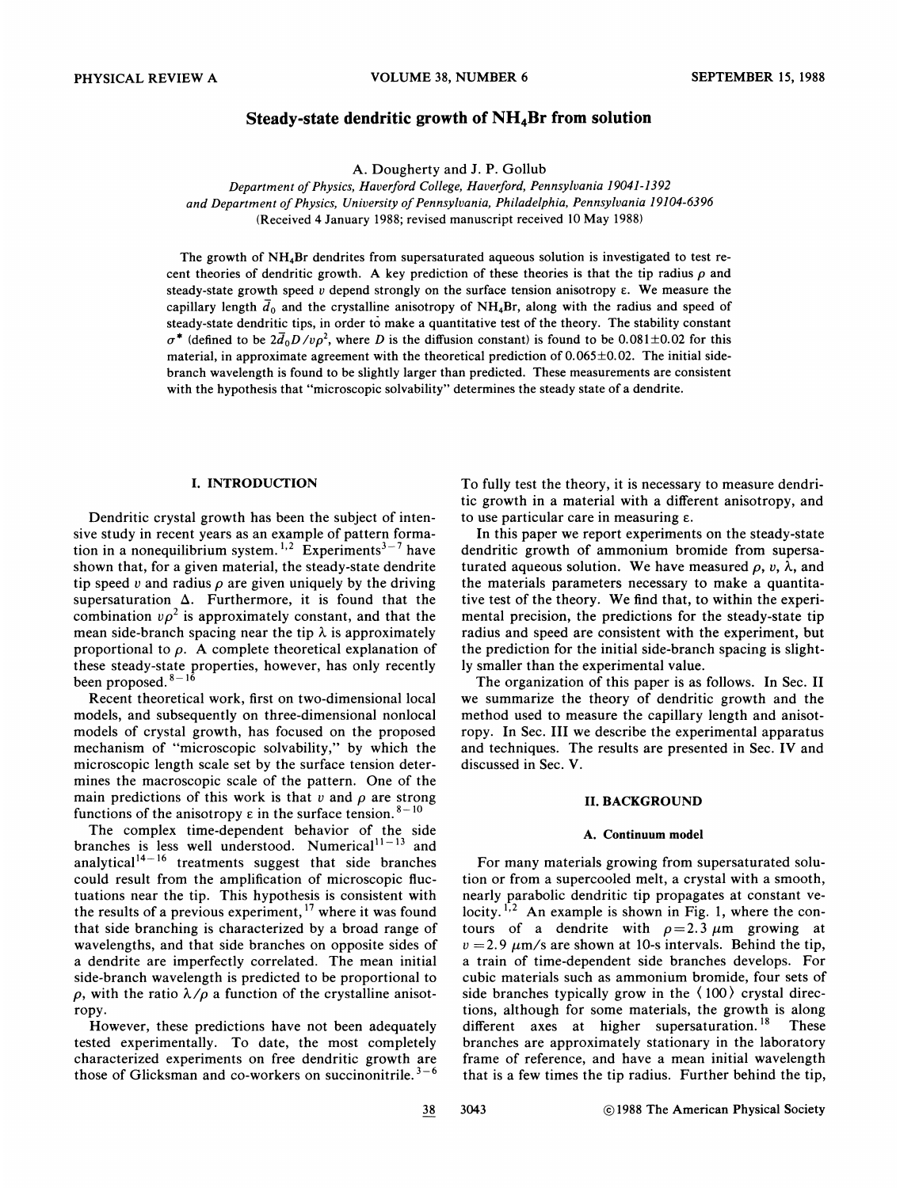# Steady-state dendritic growth of $NH_4Br$ from solution

A. Dougherty and J. P. Gollub

*Department of Physics, Haverford College, Haverford, Pennsylvania 19041-1392*
*and Department of Physics, University of Pennsylvania, Philadelphia, Pennsylvania 19104-6396*
(Received 4 January 1988; revised manuscript received 10 May 1988)

The growth of $NH_4Br$ dendrites from supersaturated aqueous solution is investigated to test recent theories of dendritic growth. A key prediction of these theories is that the tip radius $\rho$ and steady-state growth speed $v$ depend strongly on the surface tension anisotropy $\varepsilon$. We measure the capillary length $\bar{d}_0$ and the crystalline anisotropy of $NH_4Br$, along with the radius and speed of steady-state dendritic tips, in order to make a quantitative test of the theory. The stability constant $\sigma^*$ (defined to be $2\bar{d}_0 D/v\rho^2$, where $D$ is the diffusion constant) is found to be $0.081 \pm 0.02$ for this material, in approximate agreement with the theoretical prediction of $0.065 \pm 0.02$. The initial side-branch wavelength is found to be slightly larger than predicted. These measurements are consistent with the hypothesis that "microscopic solvability" determines the steady state of a dendrite.

## I. INTRODUCTION

Dendritic crystal growth has been the subject of intensive study in recent years as an example of pattern formation in a nonequilibrium system.[1,2] Experiments[3–7] have shown that, for a given material, the steady-state dendrite tip speed $v$ and radius $\rho$ are given uniquely by the driving supersaturation $\Delta$. Furthermore, it is found that the combination $v\rho^2$ is approximately constant, and that the mean side-branch spacing near the tip $\lambda$ is approximately proportional to $\rho$. A complete theoretical explanation of these steady-state properties, however, has only recently been proposed.[8–16]

Recent theoretical work, first on two-dimensional local models, and subsequently on three-dimensional nonlocal models of crystal growth, has focused on the proposed mechanism of "microscopic solvability," by which the microscopic length scale set by the surface tension determines the macroscopic scale of the pattern. One of the main predictions of this work is that $v$ and $\rho$ are strong functions of the anisotropy $\varepsilon$ in the surface tension.[8–10]

The complex time-dependent behavior of the side branches is less well understood. Numerical[11–13] and analytical[14–16] treatments suggest that side branches could result from the amplification of microscopic fluctuations near the tip. This hypothesis is consistent with the results of a previous experiment,[17] where it was found that side branching is characterized by a broad range of wavelengths, and that side branches on opposite sides of a dendrite are imperfectly correlated. The mean initial side-branch wavelength is predicted to be proportional to $\rho$, with the ratio $\lambda/\rho$ a function of the crystalline anisotropy.

However, these predictions have not been adequately tested experimentally. To date, the most completely characterized experiments on free dendritic growth are those of Glicksman and co-workers on succinonitrile.[3–6] To fully test the theory, it is necessary to measure dendritic growth in a material with a different anisotropy, and to use particular care in measuring $\varepsilon$.

In this paper we report experiments on the steady-state dendritic growth of ammonium bromide from supersaturated aqueous solution. We have measured $\rho$, $v$, $\lambda$, and the materials parameters necessary to make a quantitative test of the theory. We find that, to within the experimental precision, the predictions for the steady-state tip radius and speed are consistent with the experiment, but the prediction for the initial side-branch spacing is slightly smaller than the experimental value.

The organization of this paper is as follows. In Sec. II we summarize the theory of dendritic growth and the method used to measure the capillary length and anisotropy. In Sec. III we describe the experimental apparatus and techniques. The results are presented in Sec. IV and discussed in Sec. V.

## II. BACKGROUND

### A. Continuum model

For many materials growing from supersaturated solution or from a supercooled melt, a crystal with a smooth, nearly parabolic dendritic tip propagates at constant velocity.[1,2] An example is shown in Fig. 1, where the contours of a dendrite with $\rho = 2.3$ $\mu$m growing at $v = 2.9$ $\mu$m/s are shown at 10-s intervals. Behind the tip, a train of time-dependent side branches develops. For cubic materials such as ammonium bromide, four sets of side branches typically grow in the $\langle 100 \rangle$ crystal directions, although for some materials, the growth is along different axes at higher supersaturation.[18] These branches are approximately stationary in the laboratory frame of reference, and have a mean initial wavelength that is a few times the tip radius. Further behind the tip,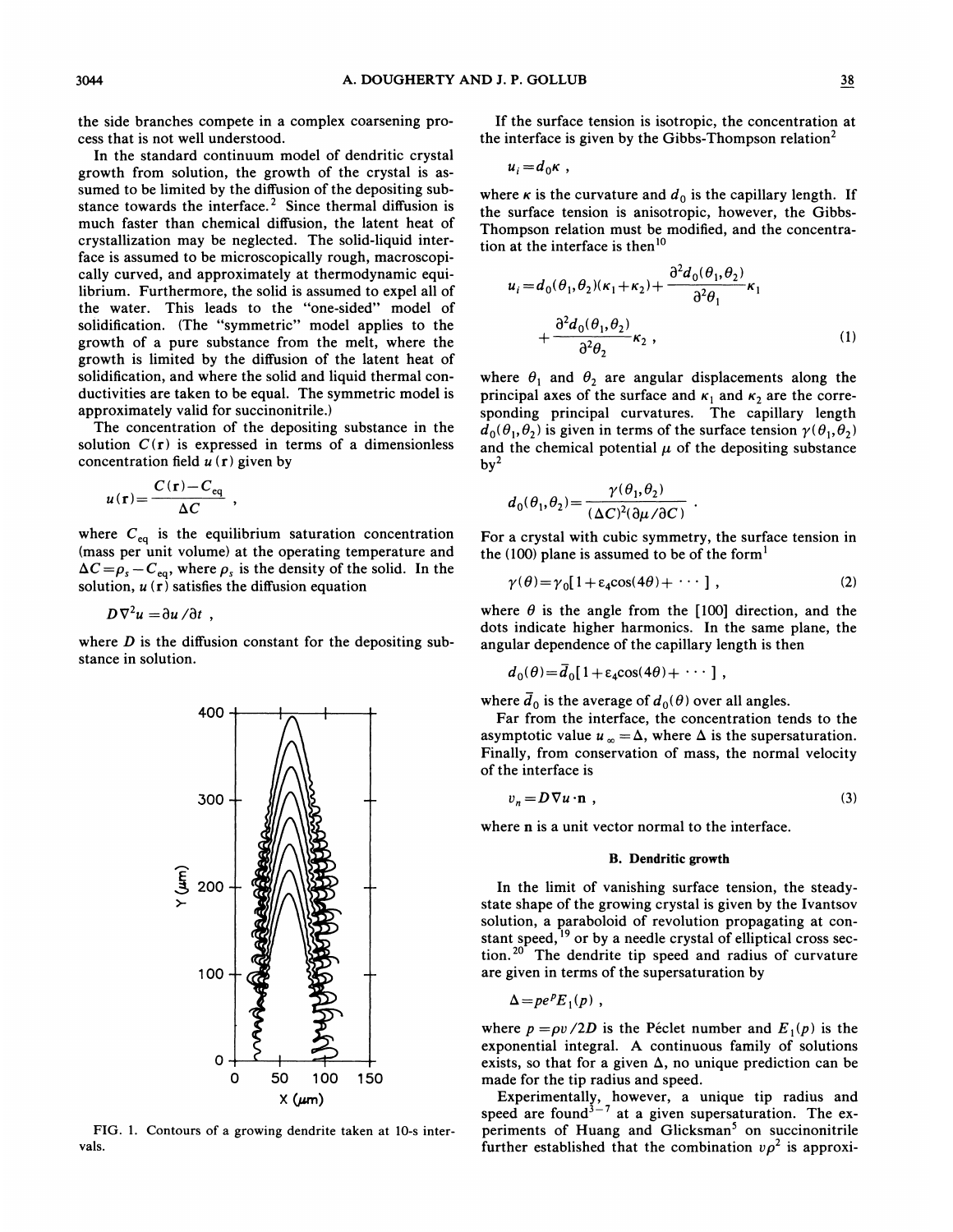the side branches compete in a complex coarsening process that is not well understood.

In the standard continuum model of dendritic crystal growth from solution, the growth of the crystal is assumed to be limited by the diffusion of the depositing substance towards the interface.[2] Since thermal diffusion is much faster than chemical diffusion, the latent heat of crystallization may be neglected. The solid-liquid interface is assumed to be microscopically rough, macroscopically curved, and approximately at thermodynamic equilibrium. Furthermore, the solid is assumed to expel all of the water. This leads to the "one-sided" model of solidification. (The "symmetric" model applies to the growth of a pure substance from the melt, where the growth is limited by the diffusion of the latent heat of solidification, and where the solid and liquid thermal conductivities are taken to be equal. The symmetric model is approximately valid for succinonitrile.)

The concentration of the depositing substance in the solution $C(\mathbf{r})$ is expressed in terms of a dimensionless concentration field $u(\mathbf{r})$ given by

$$u(\mathbf{r}) = \frac{C(\mathbf{r}) - C_{\text{eq}}}{\Delta C},$$

where $C_{\text{eq}}$ is the equilibrium saturation concentration (mass per unit volume) at the operating temperature and $\Delta C = \rho_s - C_{\text{eq}}$, where $\rho_s$ is the density of the solid. In the solution, $u(\mathbf{r})$ satisfies the diffusion equation

$$D\nabla^2 u = \partial u / \partial t ,$$

where $D$ is the diffusion constant for the depositing substance in solution.

FIG. 1. Contours of a growing dendrite taken at 10-s intervals.

If the surface tension is isotropic, the concentration at the interface is given by the Gibbs-Thompson relation[2]

$$u_i = d_0 \kappa ,$$

where $\kappa$ is the curvature and $d_0$ is the capillary length. If the surface tension is anisotropic, however, the Gibbs-Thompson relation must be modified, and the concentration at the interface is then[10]

$$u_i = d_0(\theta_1,\theta_2)(\kappa_1+\kappa_2) + \frac{\partial^2 d_0(\theta_1,\theta_2)}{\partial^2\theta_1}\kappa_1 + \frac{\partial^2 d_0(\theta_1,\theta_2)}{\partial^2\theta_2}\kappa_2 , \tag{1}$$

where $\theta_1$ and $\theta_2$ are angular displacements along the principal axes of the surface and $\kappa_1$ and $\kappa_2$ are the corresponding principal curvatures. The capillary length $d_0(\theta_1,\theta_2)$ is given in terms of the surface tension $\gamma(\theta_1,\theta_2)$ and the chemical potential $\mu$ of the depositing substance by[2]

$$d_0(\theta_1,\theta_2) = \frac{\gamma(\theta_1,\theta_2)}{(\Delta C)^2(\partial\mu/\partial C)} .$$

For a crystal with cubic symmetry, the surface tension in the (100) plane is assumed to be of the form[1]

$$\gamma(\theta) = \gamma_0[1+\varepsilon_4\cos(4\theta)+\cdots] , \tag{2}$$

where $\theta$ is the angle from the [100] direction, and the dots indicate higher harmonics. In the same plane, the angular dependence of the capillary length is then

$$d_0(\theta) = \bar{d}_0[1+\varepsilon_4\cos(4\theta)+\cdots] ,$$

where $\bar{d}_0$ is the average of $d_0(\theta)$ over all angles.

Far from the interface, the concentration tends to the asymptotic value $u_\infty = \Delta$, where $\Delta$ is the supersaturation. Finally, from conservation of mass, the normal velocity of the interface is

$$v_n = D\nabla u \cdot \mathbf{n} , \tag{3}$$

where $\mathbf{n}$ is a unit vector normal to the interface.

### B. Dendritic growth

In the limit of vanishing surface tension, the steady-state shape of the growing crystal is given by the Ivantsov solution, a paraboloid of revolution propagating at constant speed,[19] or by a needle crystal of elliptical cross section.[20] The dendrite tip speed and radius of curvature are given in terms of the supersaturation by

$$\Delta = p e^p E_1(p) ,$$

where $p = \rho v/2D$ is the Péclet number and $E_1(p)$ is the exponential integral. A continuous family of solutions exists, so that for a given $\Delta$, no unique prediction can be made for the tip radius and speed.

Experimentally, however, a unique tip radius and speed are found[3-7] at a given supersaturation. The experiments of Huang and Glicksman[5] on succinonitrile further established that the combination $v\rho^2$ is approxi-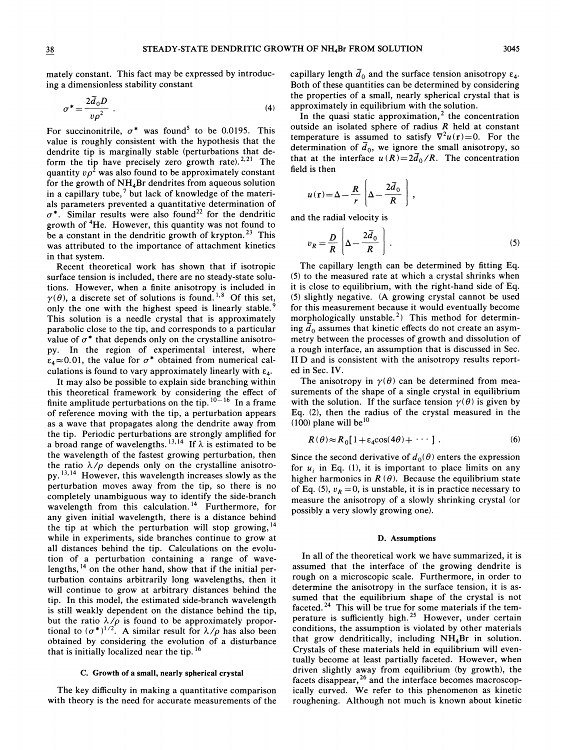mately constant. This fact may be expressed by introducing a dimensionless stability constant

$$\sigma^* = \frac{2\bar{d}_0 D}{v\rho^2} \, . \tag{4}$$

For succinonitrile, $\sigma^*$ was found[5] to be 0.0195. This value is roughly consistent with the hypothesis that the dendrite tip is marginally stable (perturbations that deform the tip have precisely zero growth rate).[2,21] The quantity $v\rho^2$ was also found to be approximately constant for the growth of $NH_4Br$ dendrites from aqueous solution in a capillary tube,[7] but lack of knowledge of the materials parameters prevented a quantitative determination of $\sigma^*$. Similar results were also found[22] for the dendritic growth of $^4$He. However, this quantity was not found to be a constant in the dendritic growth of krypton.[23] This was attributed to the importance of attachment kinetics in that system.

Recent theoretical work has shown that if isotropic surface tension is included, there are no steady-state solutions. However, when a finite anisotropy is included in $\gamma(\theta)$, a discrete set of solutions is found.[1,8] Of this set, only the one with the highest speed is linearly stable.[9] This solution is a needle crystal that is approximately parabolic close to the tip, and corresponds to a particular value of $\sigma^*$ that depends only on the crystalline anisotropy. In the region of experimental interest, where $\varepsilon_4 \approx 0.01$, the value for $\sigma^*$ obtained from numerical calculations is found to vary approximately linearly with $\varepsilon_4$.

It may also be possible to explain side branching within this theoretical framework by considering the effect of finite amplitude perturbations on the tip.[10-16] In a frame of reference moving with the tip, a perturbation appears as a wave that propagates along the dendrite away from the tip. Periodic perturbations are strongly amplified for a broad range of wavelengths.[13,14] If $\lambda$ is estimated to be the wavelength of the fastest growing perturbation, then the ratio $\lambda/\rho$ depends only on the crystalline anisotropy.[13,14] However, this wavelength increases slowly as the perturbation moves away from the tip, so there is no completely unambiguous way to identify the side-branch wavelength from this calculation.[14] Furthermore, for any given initial wavelength, there is a distance behind the tip at which the perturbation will stop growing,[14] while in experiments, side branches continue to grow at all distances behind the tip. Calculations on the evolution of a perturbation containing a range of wavelengths,[14] on the other hand, show that if the initial perturbation contains arbitrarily long wavelengths, then it will continue to grow at arbitrary distances behind the tip. In this model, the estimated side-branch wavelength is still weakly dependent on the distance behind the tip, but the ratio $\lambda/\rho$ is found to be approximately proportional to $(\sigma^*)^{1/2}$. A similar result for $\lambda/\rho$ has also been obtained by considering the evolution of a disturbance that is initially localized near the tip.[16]

### C. Growth of a small, nearly spherical crystal

The key difficulty in making a quantitative comparison with theory is the need for accurate measurements of the capillary length $\bar{d}_0$ and the surface tension anisotropy $\varepsilon_4$. Both of these quantities can be determined by considering the properties of a small, nearly spherical crystal that is approximately in equilibrium with the solution.

In the quasi static approximation,[2] the concentration outside an isolated sphere of radius $R$ held at constant temperature is assumed to satisfy $\nabla^2 u(\mathbf{r}) = 0$. For the determination of $\bar{d}_0$, we ignore the small anisotropy, so that at the interface $u(R) = 2\bar{d}_0/R$. The concentration field is then

$$u(\mathbf{r}) = \Delta - \frac{R}{r}\left[\Delta - \frac{2\bar{d}_0}{R}\right] ,$$

and the radial velocity is

$$v_R = \frac{D}{R}\left[\Delta - \frac{2\bar{d}_0}{R}\right] . \tag{5}$$

The capillary length can be determined by fitting Eq. (5) to the measured rate at which a crystal shrinks when it is close to equilibrium, with the right-hand side of Eq. (5) slightly negative. (A growing crystal cannot be used for this measurement because it would eventually become morphologically unstable.[2]) This method for determining $\bar{d}_0$ assumes that kinetic effects do not create an asymmetry between the processes of growth and dissolution of a rough interface, an assumption that is discussed in Sec. II D and is consistent with the anisotropy results reported in Sec. IV.

The anisotropy in $\gamma(\theta)$ can be determined from measurements of the shape of a single crystal in equilibrium with the solution. If the surface tension $\gamma(\theta)$ is given by Eq. (2), then the radius of the crystal measured in the (100) plane will be[10]

$$R(\theta) \approx R_0[1 + \varepsilon_4 \cos(4\theta) + \cdots ] \, . \tag{6}$$

Since the second derivative of $d_0(\theta)$ enters the expression for $u_i$ in Eq. (1), it is important to place limits on any higher harmonics in $R(\theta)$. Because the equilibrium state of Eq. (5), $v_R = 0$, is unstable, it is in practice necessary to measure the anisotropy of a slowly shrinking crystal (or possibly a very slowly growing one).

### D. Assumptions

In all of the theoretical work we have summarized, it is assumed that the interface of the growing dendrite is rough on a microscopic scale. Furthermore, in order to determine the anisotropy in the surface tension, it is assumed that the equilibrium shape of the crystal is not faceted.[24] This will be true for some materials if the temperature is sufficiently high.[25] However, under certain conditions, the assumption is violated by other materials that grow dendritically, including $NH_4Br$ in solution. Crystals of these materials held in equilibrium will eventually become at least partially faceted. However, when driven slightly away from equilibrium (by growth), the facets disappear,[26] and the interface becomes macroscopically curved. We refer to this phenomenon as kinetic roughening. Although not much is known about kinetic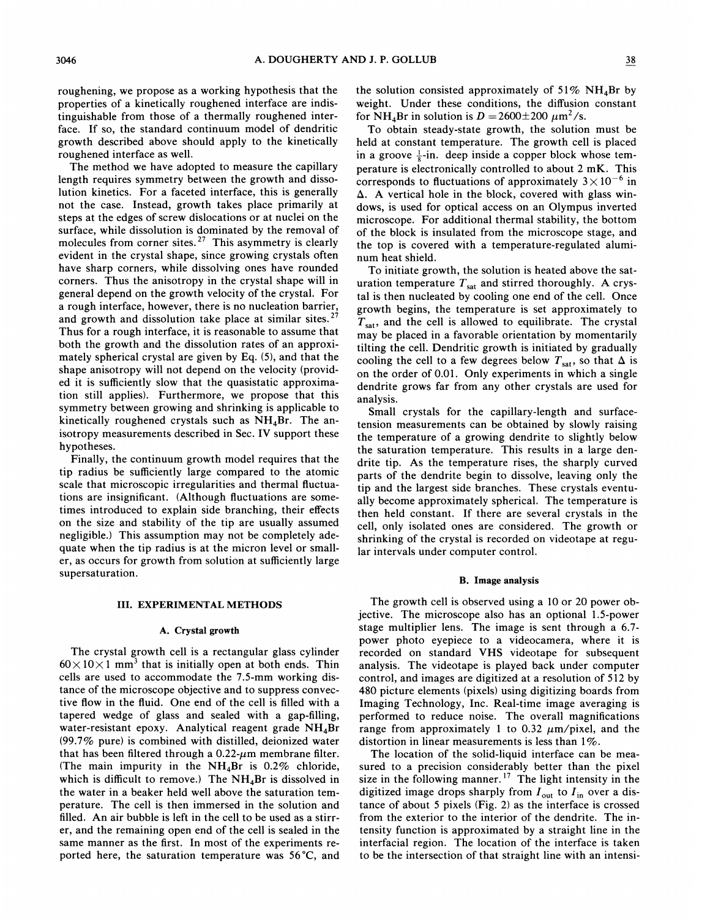roughening, we propose as a working hypothesis that the properties of a kinetically roughened interface are indistinguishable from those of a thermally roughened interface. If so, the standard continuum model of dendritic growth described above should apply to the kinetically roughened interface as well.

The method we have adopted to measure the capillary length requires symmetry between the growth and dissolution kinetics. For a faceted interface, this is generally not the case. Instead, growth takes place primarily at steps at the edges of screw dislocations or at nuclei on the surface, while dissolution is dominated by the removal of molecules from corner sites.[27] This asymmetry is clearly evident in the crystal shape, since growing crystals often have sharp corners, while dissolving ones have rounded corners. Thus the anisotropy in the crystal shape will in general depend on the growth velocity of the crystal. For a rough interface, however, there is no nucleation barrier, and growth and dissolution take place at similar sites.[27] Thus for a rough interface, it is reasonable to assume that both the growth and the dissolution rates of an approximately spherical crystal are given by Eq. (5), and that the shape anisotropy will not depend on the velocity (provided it is sufficiently slow that the quasistatic approximation still applies). Furthermore, we propose that this symmetry between growing and shrinking is applicable to kinetically roughened crystals such as $NH_4Br$. The anisotropy measurements described in Sec. IV support these hypotheses.

Finally, the continuum growth model requires that the tip radius be sufficiently large compared to the atomic scale that microscopic irregularities and thermal fluctuations are insignificant. (Although fluctuations are sometimes introduced to explain side branching, their effects on the size and stability of the tip are usually assumed negligible.) This assumption may not be completely adequate when the tip radius is at the micron level or smaller, as occurs for growth from solution at sufficiently large supersaturation.

## III. EXPERIMENTAL METHODS

### A. Crystal growth

The crystal growth cell is a rectangular glass cylinder $60\times10\times1$ mm$^3$ that is initially open at both ends. Thin cells are used to accommodate the 7.5-mm working distance of the microscope objective and to suppress convective flow in the fluid. One end of the cell is filled with a tapered wedge of glass and sealed with a gap-filling, water-resistant epoxy. Analytical reagent grade $NH_4Br$ (99.7% pure) is combined with distilled, deionized water that has been filtered through a 0.22-$\mu$m membrane filter. (The main impurity in the $NH_4Br$ is 0.2% chloride, which is difficult to remove.) The $NH_4Br$ is dissolved in the water in a beaker held well above the saturation temperature. The cell is then immersed in the solution and filled. An air bubble is left in the cell to be used as a stirrer, and the remaining open end of the cell is sealed in the same manner as the first. In most of the experiments reported here, the saturation temperature was 56 °C, and the solution consisted approximately of 51% $NH_4Br$ by weight. Under these conditions, the diffusion constant for $NH_4Br$ in solution is $D=2600\pm200$ $\mu$m$^2$/s.

To obtain steady-state growth, the solution must be held at constant temperature. The growth cell is placed in a groove $\frac{1}{8}$-in. deep inside a copper block whose temperature is electronically controlled to about 2 mK. This corresponds to fluctuations of approximately $3\times10^{-6}$ in $\Delta$. A vertical hole in the block, covered with glass windows, is used for optical access on an Olympus inverted microscope. For additional thermal stability, the bottom of the block is insulated from the microscope stage, and the top is covered with a temperature-regulated aluminum heat shield.

To initiate growth, the solution is heated above the saturation temperature $T_{sat}$ and stirred thoroughly. A crystal is then nucleated by cooling one end of the cell. Once growth begins, the temperature is set approximately to $T_{sat}$, and the cell is allowed to equilibrate. The crystal may be placed in a favorable orientation by momentarily tilting the cell. Dendritic growth is initiated by gradually cooling the cell to a few degrees below $T_{sat}$, so that $\Delta$ is on the order of 0.01. Only experiments in which a single dendrite grows far from any other crystals are used for analysis.

Small crystals for the capillary-length and surface-tension measurements can be obtained by slowly raising the temperature of a growing dendrite to slightly below the saturation temperature. This results in a large dendrite tip. As the temperature rises, the sharply curved parts of the dendrite begin to dissolve, leaving only the tip and the largest side branches. These crystals eventually become approximately spherical. The temperature is then held constant. If there are several crystals in the cell, only isolated ones are considered. The growth or shrinking of the crystal is recorded on videotape at regular intervals under computer control.

### B. Image analysis

The growth cell is observed using a 10 or 20 power objective. The microscope also has an optional 1.5-power stage multiplier lens. The image is sent through a 6.7-power photo eyepiece to a videocamera, where it is recorded on standard VHS videotape for subsequent analysis. The videotape is played back under computer control, and images are digitized at a resolution of 512 by 480 picture elements (pixels) using digitizing boards from Imaging Technology, Inc. Real-time image averaging is performed to reduce noise. The overall magnifications range from approximately 1 to 0.32 $\mu$m/pixel, and the distortion in linear measurements is less than 1%.

The location of the solid-liquid interface can be measured to a precision considerably better than the pixel size in the following manner.[17] The light intensity in the digitized image drops sharply from $I_{out}$ to $I_{in}$ over a distance of about 5 pixels (Fig. 2) as the interface is crossed from the exterior to the interior of the dendrite. The intensity function is approximated by a straight line in the interfacial region. The location of the interface is taken to be the intersection of that straight line with an intensi-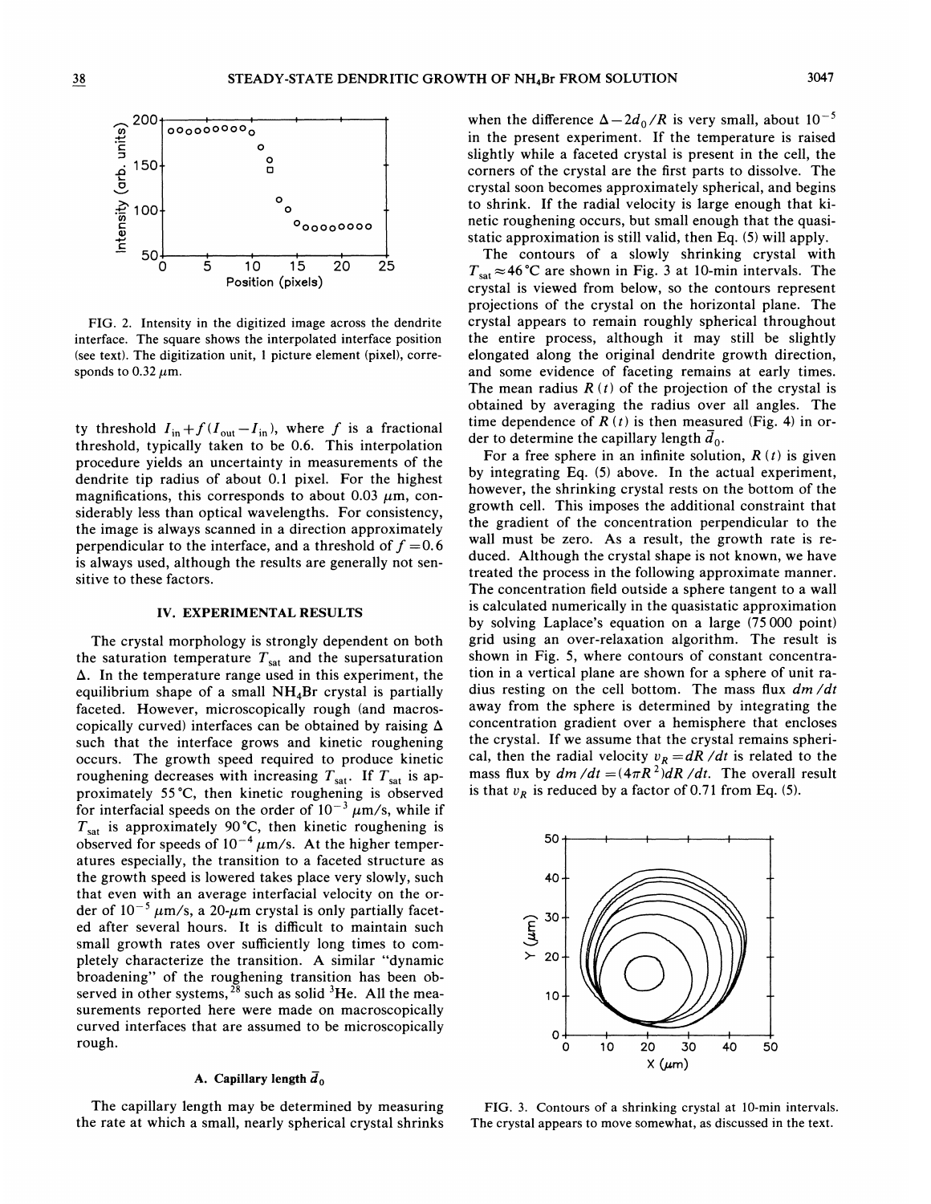FIG. 2. Intensity in the digitized image across the dendrite interface. The square shows the interpolated interface position (see text). The digitization unit, 1 picture element (pixel), corresponds to 0.32 $\mu$m.

ty threshold $I_{in}+f(I_{out}-I_{in})$, where $f$ is a fractional threshold, typically taken to be 0.6. This interpolation procedure yields an uncertainty in measurements of the dendrite tip radius of about 0.1 pixel. For the highest magnifications, this corresponds to about 0.03 $\mu$m, considerably less than optical wavelengths. For consistency, the image is always scanned in a direction approximately perpendicular to the interface, and a threshold of $f=0.6$ is always used, although the results are generally not sensitive to these factors.

## IV. EXPERIMENTAL RESULTS

The crystal morphology is strongly dependent on both the saturation temperature $T_{sat}$ and the supersaturation $\Delta$. In the temperature range used in this experiment, the equilibrium shape of a small $NH_4Br$ crystal is partially faceted. However, microscopically rough (and macroscopically curved) interfaces can be obtained by raising $\Delta$ such that the interface grows and kinetic roughening occurs. The growth speed required to produce kinetic roughening decreases with increasing $T_{sat}$. If $T_{sat}$ is approximately 55 °C, then kinetic roughening is observed for interfacial speeds on the order of $10^{-3}$ $\mu$m/s, while if $T_{sat}$ is approximately 90 °C, then kinetic roughening is observed for speeds of $10^{-4}$ $\mu$m/s. At the higher temperatures especially, the transition to a faceted structure as the growth speed is lowered takes place very slowly, such that even with an average interfacial velocity on the order of $10^{-5}$ $\mu$m/s, a 20-$\mu$m crystal is only partially faceted after several hours. It is difficult to maintain such small growth rates over sufficiently long times to completely characterize the transition. A similar "dynamic broadening" of the roughening transition has been observed in other systems,[28] such as solid $^3$He. All the measurements reported here were made on macroscopically curved interfaces that are assumed to be microscopically rough.

### A. Capillary length $\bar{d}_0$

The capillary length may be determined by measuring the rate at which a small, nearly spherical crystal shrinks when the difference $\Delta-2d_0/R$ is very small, about $10^{-5}$ in the present experiment. If the temperature is raised slightly while a faceted crystal is present in the cell, the corners of the crystal are the first parts to dissolve. The crystal soon becomes approximately spherical, and begins to shrink. If the radial velocity is large enough that kinetic roughening occurs, but small enough that the quasistatic approximation is still valid, then Eq. (5) will apply.

The contours of a slowly shrinking crystal with $T_{sat}\approx 46$ °C are shown in Fig. 3 at 10-min intervals. The crystal is viewed from below, so the contours represent projections of the crystal on the horizontal plane. The crystal appears to remain roughly spherical throughout the entire process, although it may still be slightly elongated along the original dendrite growth direction, and some evidence of faceting remains at early times. The mean radius $R(t)$ of the projection of the crystal is obtained by averaging the radius over all angles. The time dependence of $R(t)$ is then measured (Fig. 4) in order to determine the capillary length $\bar{d}_0$.

For a free sphere in an infinite solution, $R(t)$ is given by integrating Eq. (5) above. In the actual experiment, however, the shrinking crystal rests on the bottom of the growth cell. This imposes the additional constraint that the gradient of the concentration perpendicular to the wall must be zero. As a result, the growth rate is reduced. Although the crystal shape is not known, we have treated the process in the following approximate manner. The concentration field outside a sphere tangent to a wall is calculated numerically in the quasistatic approximation by solving Laplace's equation on a large (75 000 point) grid using an over-relaxation algorithm. The result is shown in Fig. 5, where contours of constant concentration in a vertical plane are shown for a sphere of unit radius resting on the cell bottom. The mass flux $dm/dt$ away from the sphere is determined by integrating the concentration gradient over a hemisphere that encloses the crystal. If we assume that the crystal remains spherical, then the radial velocity $v_R=dR/dt$ is related to the mass flux by $dm/dt=(4\pi R^2)dR/dt$. The overall result is that $v_R$ is reduced by a factor of 0.71 from Eq. (5).

FIG. 3. Contours of a shrinking crystal at 10-min intervals. The crystal appears to move somewhat, as discussed in the text.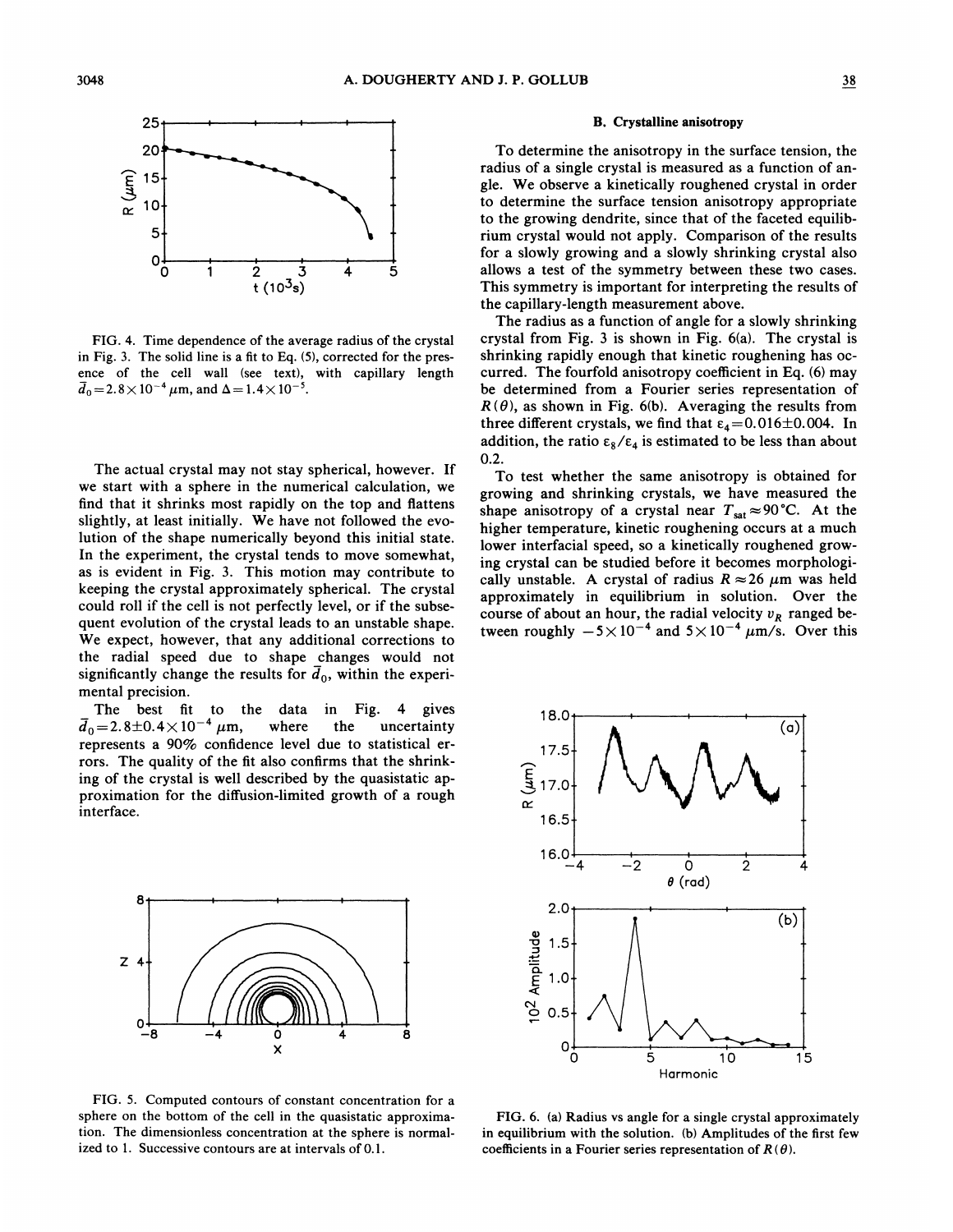FIG. 4. Time dependence of the average radius of the crystal in Fig. 3. The solid line is a fit to Eq. (5), corrected for the presence of the cell wall (see text), with capillary length $\bar{d}_0 = 2.8\times10^{-4}$ $\mu$m, and $\Delta = 1.4\times10^{-5}$.

The actual crystal may not stay spherical, however. If we start with a sphere in the numerical calculation, we find that it shrinks most rapidly on the top and flattens slightly, at least initially. We have not followed the evolution of the shape numerically beyond this initial state. In the experiment, the crystal tends to move somewhat, as is evident in Fig. 3. This motion may contribute to keeping the crystal approximately spherical. The crystal could roll if the cell is not perfectly level, or if the subsequent evolution of the crystal leads to an unstable shape. We expect, however, that any additional corrections to the radial speed due to shape changes would not significantly change the results for $\bar{d}_0$, within the experimental precision.

The best fit to the data in Fig. 4 gives $\bar{d}_0 = 2.8\pm0.4\times10^{-4}$ $\mu$m, where the uncertainty represents a 90% confidence level due to statistical errors. The quality of the fit also confirms that the shrinking of the crystal is well described by the quasistatic approximation for the diffusion-limited growth of a rough interface.

FIG. 5. Computed contours of constant concentration for a sphere on the bottom of the cell in the quasistatic approximation. The dimensionless concentration at the sphere is normalized to 1. Successive contours are at intervals of 0.1.

### B. Crystalline anisotropy

To determine the anisotropy in the surface tension, the radius of a single crystal is measured as a function of angle. We observe a kinetically roughened crystal in order to determine the surface tension anisotropy appropriate to the growing dendrite, since that of the faceted equilibrium crystal would not apply. Comparison of the results for a slowly growing and a slowly shrinking crystal also allows a test of the symmetry between these two cases. This symmetry is important for interpreting the results of the capillary-length measurement above.

The radius as a function of angle for a slowly shrinking crystal from Fig. 3 is shown in Fig. 6(a). The crystal is shrinking rapidly enough that kinetic roughening has occurred. The fourfold anisotropy coefficient in Eq. (6) may be determined from a Fourier series representation of $R(\theta)$, as shown in Fig. 6(b). Averaging the results from three different crystals, we find that $\varepsilon_4 = 0.016\pm0.004$. In addition, the ratio $\varepsilon_8/\varepsilon_4$ is estimated to be less than about 0.2.

To test whether the same anisotropy is obtained for growing and shrinking crystals, we have measured the shape anisotropy of a crystal near $T_{\text{sat}} \approx 90\,^\circ$C. At the higher temperature, kinetic roughening occurs at a much lower interfacial speed, so a kinetically roughened growing crystal can be studied before it becomes morphologically unstable. A crystal of radius $R \approx 26$ $\mu$m was held approximately in equilibrium in solution. Over the course of about an hour, the radial velocity $v_R$ ranged between roughly $-5\times10^{-4}$ and $5\times10^{-4}$ $\mu$m/s. Over this

FIG. 6. (a) Radius vs angle for a single crystal approximately in equilibrium with the solution. (b) Amplitudes of the first few coefficients in a Fourier series representation of $R(\theta)$.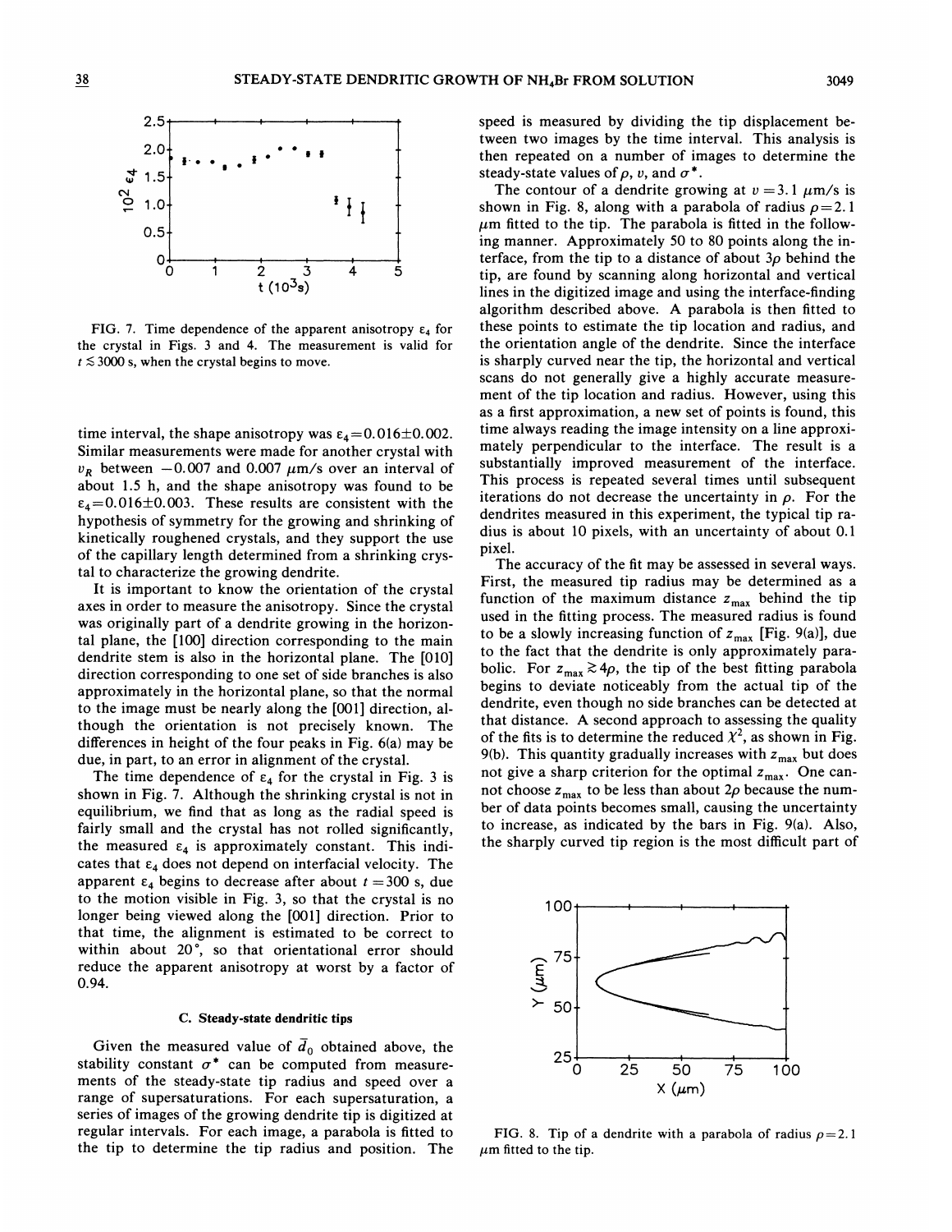FIG. 7. Time dependence of the apparent anisotropy $\varepsilon_4$ for the crystal in Figs. 3 and 4. The measurement is valid for $t \lesssim 3000$ s, when the crystal begins to move.

time interval, the shape anisotropy was $\varepsilon_4 = 0.016 \pm 0.002$. Similar measurements were made for another crystal with $v_R$ between $-0.007$ and $0.007$ $\mu$m/s over an interval of about 1.5 h, and the shape anisotropy was found to be $\varepsilon_4 = 0.016 \pm 0.003$. These results are consistent with the hypothesis of symmetry for the growing and shrinking of kinetically roughened crystals, and they support the use of the capillary length determined from a shrinking crystal to characterize the growing dendrite.

It is important to know the orientation of the crystal axes in order to measure the anisotropy. Since the crystal was originally part of a dendrite growing in the horizontal plane, the [100] direction corresponding to the main dendrite stem is also in the horizontal plane. The [010] direction corresponding to one set of side branches is also approximately in the horizontal plane, so that the normal to the image must be nearly along the [001] direction, although the orientation is not precisely known. The differences in height of the four peaks in Fig. 6(a) may be due, in part, to an error in alignment of the crystal.

The time dependence of $\varepsilon_4$ for the crystal in Fig. 3 is shown in Fig. 7. Although the shrinking crystal is not in equilibrium, we find that as long as the radial speed is fairly small and the crystal has not rolled significantly, the measured $\varepsilon_4$ is approximately constant. This indicates that $\varepsilon_4$ does not depend on interfacial velocity. The apparent $\varepsilon_4$ begins to decrease after about $t = 300$ s, due to the motion visible in Fig. 3, so that the crystal is no longer being viewed along the [001] direction. Prior to that time, the alignment is estimated to be correct to within about 20°, so that orientational error should reduce the apparent anisotropy at worst by a factor of 0.94.

### C. Steady-state dendritic tips

Given the measured value of $\bar{d}_0$ obtained above, the stability constant $\sigma^*$ can be computed from measurements of the steady-state tip radius and speed over a range of supersaturations. For each supersaturation, a series of images of the growing dendrite tip is digitized at regular intervals. For each image, a parabola is fitted to the tip to determine the tip radius and position. The speed is measured by dividing the tip displacement between two images by the time interval. This analysis is then repeated on a number of images to determine the steady-state values of $\rho$, $v$, and $\sigma^*$.

The contour of a dendrite growing at $v = 3.1$ $\mu$m/s is shown in Fig. 8, along with a parabola of radius $\rho = 2.1$ $\mu$m fitted to the tip. The parabola is fitted in the following manner. Approximately 50 to 80 points along the interface, from the tip to a distance of about $3\rho$ behind the tip, are found by scanning along horizontal and vertical lines in the digitized image and using the interface-finding algorithm described above. A parabola is then fitted to these points to estimate the tip location and radius, and the orientation angle of the dendrite. Since the interface is sharply curved near the tip, the horizontal and vertical scans do not generally give a highly accurate measurement of the tip location and radius. However, using this as a first approximation, a new set of points is found, this time always reading the image intensity on a line approximately perpendicular to the interface. The result is a substantially improved measurement of the interface. This process is repeated several times until subsequent iterations do not decrease the uncertainty in $\rho$. For the dendrites measured in this experiment, the typical tip radius is about 10 pixels, with an uncertainty of about 0.1 pixel.

The accuracy of the fit may be assessed in several ways. First, the measured tip radius may be determined as a function of the maximum distance $z_{\max}$ behind the tip used in the fitting process. The measured radius is found to be a slowly increasing function of $z_{\max}$ [Fig. 9(a)], due to the fact that the dendrite is only approximately parabolic. For $z_{\max} \gtrsim 4\rho$, the tip of the best fitting parabola begins to deviate noticeably from the actual tip of the dendrite, even though no side branches can be detected at that distance. A second approach to assessing the quality of the fits is to determine the reduced $\chi^2$, as shown in Fig. 9(b). This quantity gradually increases with $z_{\max}$ but does not give a sharp criterion for the optimal $z_{\max}$. One cannot choose $z_{\max}$ to be less than about $2\rho$ because the number of data points becomes small, causing the uncertainty to increase, as indicated by the bars in Fig. 9(a). Also, the sharply curved tip region is the most difficult part of

FIG. 8. Tip of a dendrite with a parabola of radius $\rho = 2.1$ $\mu$m fitted to the tip.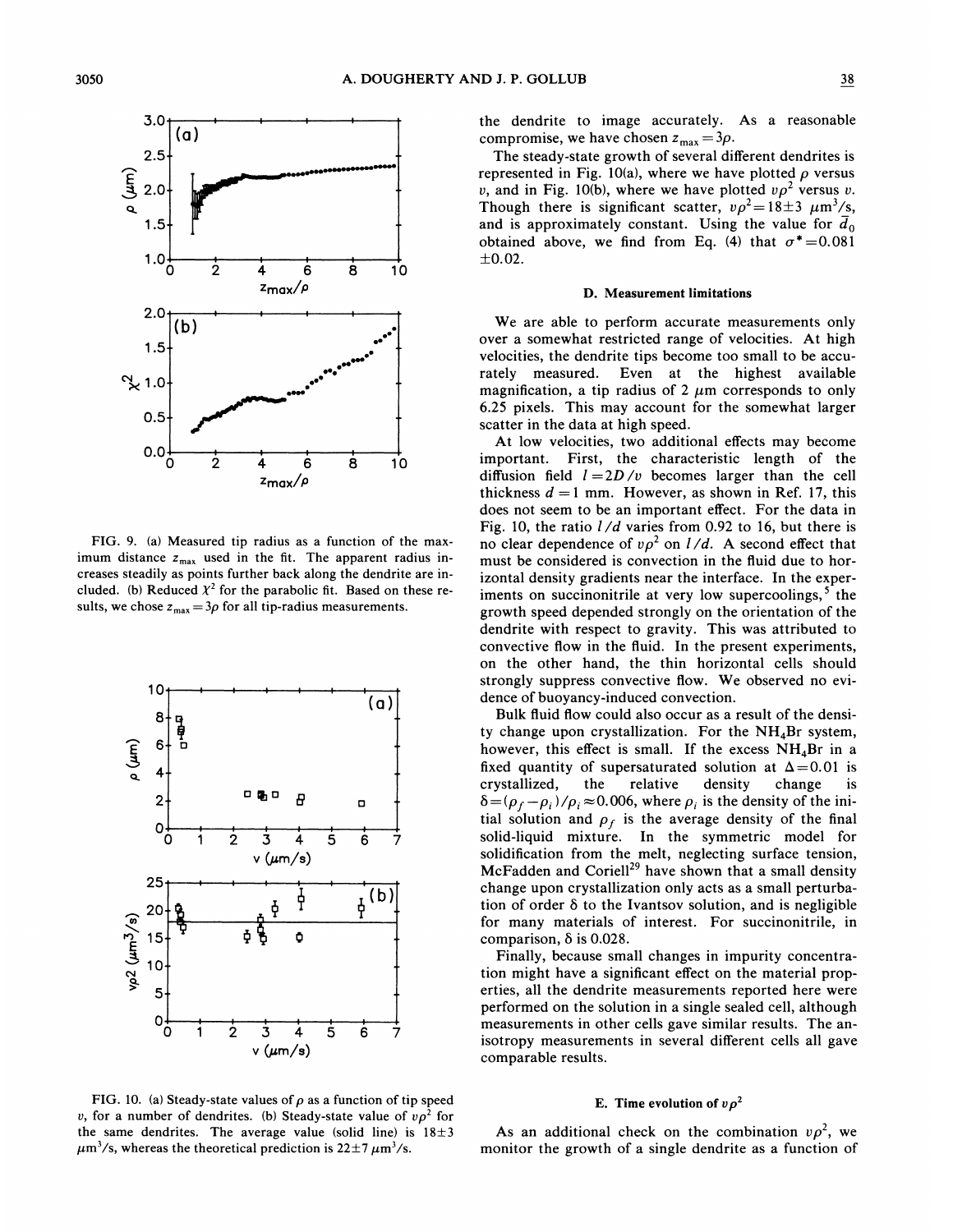FIG. 9. (a) Measured tip radius as a function of the maximum distance $z_{max}$ used in the fit. The apparent radius increases steadily as points further back along the dendrite are included. (b) Reduced $\chi^2$ for the parabolic fit. Based on these results, we chose $z_{max} = 3\rho$ for all tip-radius measurements.

FIG. 10. (a) Steady-state values of $\rho$ as a function of tip speed $v$, for a number of dendrites. (b) Steady-state value of $v\rho^2$ for the same dendrites. The average value (solid line) is $18 \pm 3$ $\mu m^3/s$, whereas the theoretical prediction is $22 \pm 7$ $\mu m^3/s$.

the dendrite to image accurately. As a reasonable compromise, we have chosen $z_{max} = 3\rho$.

The steady-state growth of several different dendrites is represented in Fig. 10(a), where we have plotted $\rho$ versus $v$, and in Fig. 10(b), where we have plotted $v\rho^2$ versus $v$. Though there is significant scatter, $v\rho^2 = 18 \pm 3$ $\mu m^3/s$, and is approximately constant. Using the value for $\bar{d}_0$ obtained above, we find from Eq. (4) that $\sigma^* = 0.081 \pm 0.02$.

### D. Measurement limitations

We are able to perform accurate measurements only over a somewhat restricted range of velocities. At high velocities, the dendrite tips become too small to be accurately measured. Even at the highest available magnification, a tip radius of 2 $\mu m$ corresponds to only 6.25 pixels. This may account for the somewhat larger scatter in the data at high speed.

At low velocities, two additional effects may become important. First, the characteristic length of the diffusion field $l = 2D/v$ becomes larger than the cell thickness $d = 1$ mm. However, as shown in Ref. 17, this does not seem to be an important effect. For the data in Fig. 10, the ratio $l/d$ varies from 0.92 to 16, but there is no clear dependence of $v\rho^2$ on $l/d$. A second effect that must be considered is convection in the fluid due to horizontal density gradients near the interface. In the experiments on succinonitrile at very low supercoolings,[5] the growth speed depended strongly on the orientation of the dendrite with respect to gravity. This was attributed to convective flow in the fluid. In the present experiments, on the other hand, the thin horizontal cells should strongly suppress convective flow. We observed no evidence of buoyancy-induced convection.

Bulk fluid flow could also occur as a result of the density change upon crystallization. For the $NH_4Br$ system, however, this effect is small. If the excess $NH_4Br$ in a fixed quantity of supersaturated solution at $\Delta = 0.01$ is crystallized, the relative density change is $\delta = (\rho_f - \rho_i)/\rho_i \approx 0.006$, where $\rho_i$ is the density of the initial solution and $\rho_f$ is the average density of the final solid-liquid mixture. In the symmetric model for solidification from the melt, neglecting surface tension, McFadden and Coriell[29] have shown that a small density change upon crystallization only acts as a small perturbation of order $\delta$ to the Ivantsov solution, and is negligible for many materials of interest. For succinonitrile, in comparison, $\delta$ is 0.028.

Finally, because small changes in impurity concentration might have a significant effect on the material properties, all the dendrite measurements reported here were performed on the solution in a single sealed cell, although measurements in other cells gave similar results. The anisotropy measurements in several different cells all gave comparable results.

### E. Time evolution of $v\rho^2$

As an additional check on the combination $v\rho^2$, we monitor the growth of a single dendrite as a function of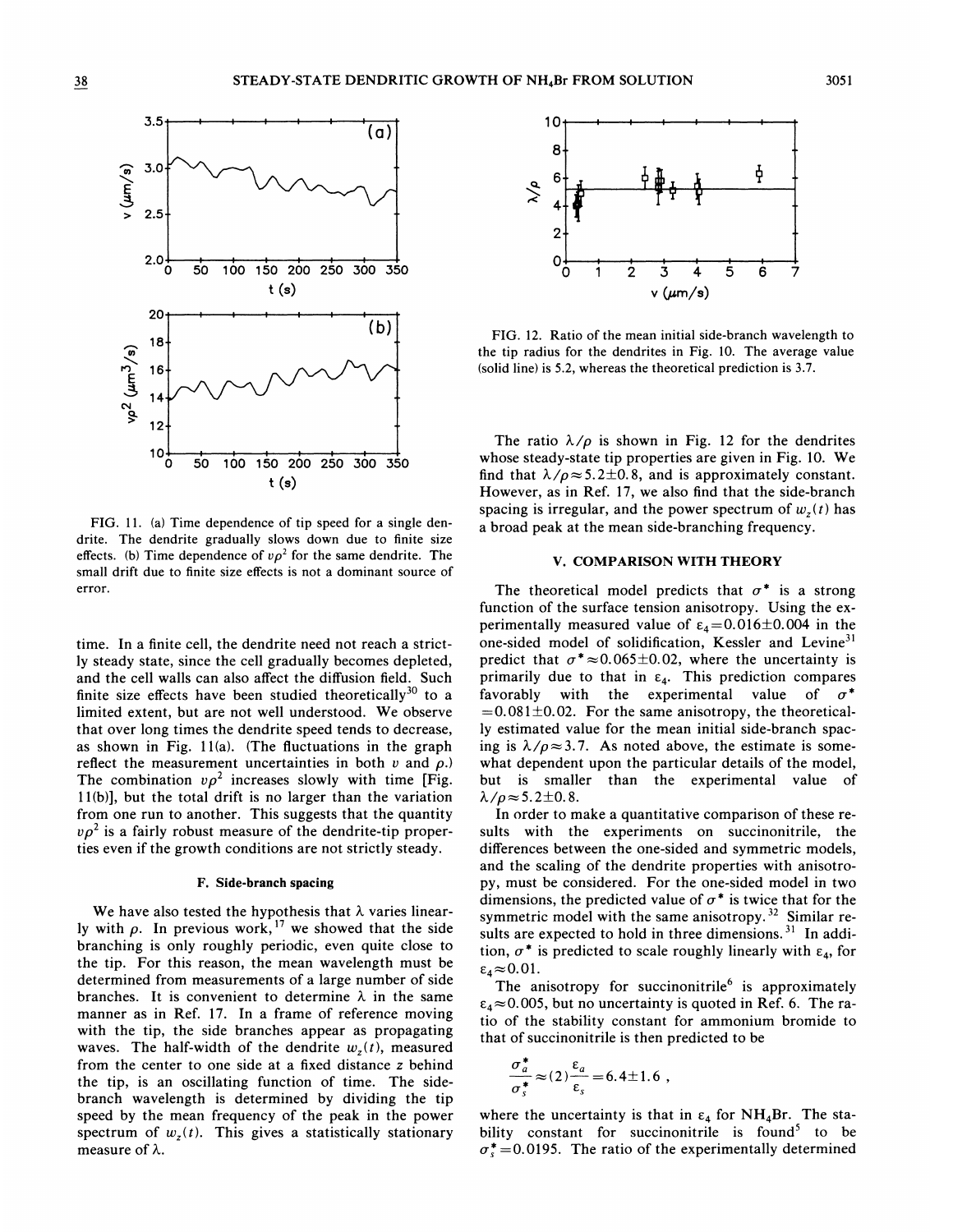FIG. 11. (a) Time dependence of tip speed for a single dendrite. The dendrite gradually slows down due to finite size effects. (b) Time dependence of $v\rho^2$ for the same dendrite. The small drift due to finite size effects is not a dominant source of error.

time. In a finite cell, the dendrite need not reach a strictly steady state, since the cell gradually becomes depleted, and the cell walls can also affect the diffusion field. Such finite size effects have been studied theoretically[30] to a limited extent, but are not well understood. We observe that over long times the dendrite speed tends to decrease, as shown in Fig. 11(a). (The fluctuations in the graph reflect the measurement uncertainties in both $v$ and $\rho$.) The combination $v\rho^2$ increases slowly with time [Fig. 11(b)], but the total drift is no larger than the variation from one run to another. This suggests that the quantity $v\rho^2$ is a fairly robust measure of the dendrite-tip properties even if the growth conditions are not strictly steady.

### F. Side-branch spacing

We have also tested the hypothesis that $\lambda$ varies linearly with $\rho$. In previous work,[17] we showed that the side branching is only roughly periodic, even quite close to the tip. For this reason, the mean wavelength must be determined from measurements of a large number of side branches. It is convenient to determine $\lambda$ in the same manner as in Ref. 17. In a frame of reference moving with the tip, the side branches appear as propagating waves. The half-width of the dendrite $w_z(t)$, measured from the center to one side at a fixed distance $z$ behind the tip, is an oscillating function of time. The side-branch wavelength is determined by dividing the tip speed by the mean frequency of the peak in the power spectrum of $w_z(t)$. This gives a statistically stationary measure of $\lambda$.

FIG. 12. Ratio of the mean initial side-branch wavelength to the tip radius for the dendrites in Fig. 10. The average value (solid line) is 5.2, whereas the theoretical prediction is 3.7.

The ratio $\lambda/\rho$ is shown in Fig. 12 for the dendrites whose steady-state tip properties are given in Fig. 10. We find that $\lambda/\rho \approx 5.2\pm0.8$, and is approximately constant. However, as in Ref. 17, we also find that the side-branch spacing is irregular, and the power spectrum of $w_z(t)$ has a broad peak at the mean side-branching frequency.

## V. COMPARISON WITH THEORY

The theoretical model predicts that $\sigma^*$ is a strong function of the surface tension anisotropy. Using the experimentally measured value of $\varepsilon_4 = 0.016\pm0.004$ in the one-sided model of solidification, Kessler and Levine[31] predict that $\sigma^* \approx 0.065\pm0.02$, where the uncertainty is primarily due to that in $\varepsilon_4$. This prediction compares favorably with the experimental value of $\sigma^* = 0.081\pm0.02$. For the same anisotropy, the theoretically estimated value for the mean initial side-branch spacing is $\lambda/\rho \approx 3.7$. As noted above, the estimate is somewhat dependent upon the particular details of the model, but is smaller than the experimental value of $\lambda/\rho \approx 5.2\pm0.8$.

In order to make a quantitative comparison of these results with the experiments on succinonitrile, the differences between the one-sided and symmetric models, and the scaling of the dendrite properties with anisotropy, must be considered. For the one-sided model in two dimensions, the predicted value of $\sigma^*$ is twice that for the symmetric model with the same anisotropy.[32] Similar results are expected to hold in three dimensions.[31] In addition, $\sigma^*$ is predicted to scale roughly linearly with $\varepsilon_4$, for $\varepsilon_4 \approx 0.01$.

The anisotropy for succinonitrile[6] is approximately $\varepsilon_4 \approx 0.005$, but no uncertainty is quoted in Ref. 6. The ratio of the stability constant for ammonium bromide to that of succinonitrile is then predicted to be

$$\frac{\sigma_a^*}{\sigma_s^*} \approx (2)\frac{\varepsilon_a}{\varepsilon_s} = 6.4\pm1.6 ,$$

where the uncertainty is that in $\varepsilon_4$ for $NH_4Br$. The stability constant for succinonitrile is found[5] to be $\sigma_s^* = 0.0195$. The ratio of the experimentally determined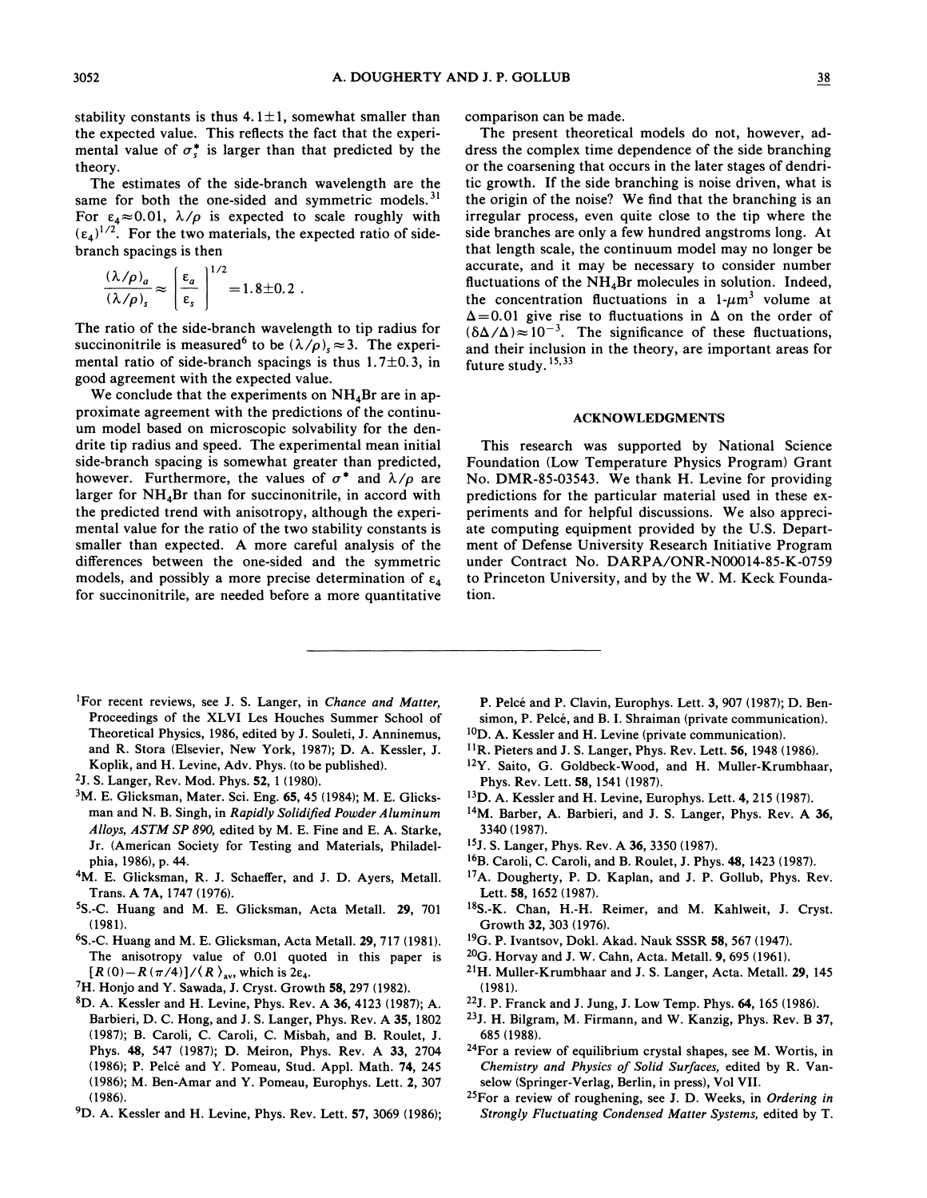stability constants is thus $4.1\pm1$, somewhat smaller than the expected value. This reflects the fact that the experimental value of $\sigma_s^*$ is larger than that predicted by the theory.

The estimates of the side-branch wavelength are the same for both the one-sided and symmetric models.[31] For $\epsilon_4 \approx 0.01$, $\lambda/\rho$ is expected to scale roughly with $(\epsilon_4)^{1/2}$. For the two materials, the expected ratio of side-branch spacings is then

$$\frac{(\lambda/\rho)_a}{(\lambda/\rho)_s} \approx \left[\frac{\epsilon_a}{\epsilon_s}\right]^{1/2} = 1.8\pm0.2 \ .$$

The ratio of the side-branch wavelength to tip radius for succinonitrile is measured[6] to be $(\lambda/\rho)_s \approx 3$. The experimental ratio of side-branch spacings is thus $1.7\pm0.3$, in good agreement with the expected value.

We conclude that the experiments on $NH_4Br$ are in approximate agreement with the predictions of the continuum model based on microscopic solvability for the dendrite tip radius and speed. The experimental mean initial side-branch spacing is somewhat greater than predicted, however. Furthermore, the values of $\sigma^*$ and $\lambda/\rho$ are larger for $NH_4Br$ than for succinonitrile, in accord with the predicted trend with anisotropy, although the experimental value for the ratio of the two stability constants is smaller than expected. A more careful analysis of the differences between the one-sided and the symmetric models, and possibly a more precise determination of $\epsilon_4$ for succinonitrile, are needed before a more quantitative comparison can be made.

The present theoretical models do not, however, address the complex time dependence of the side branching or the coarsening that occurs in the later stages of dendritic growth. If the side branching is noise driven, what is the origin of the noise? We find that the branching is an irregular process, even quite close to the tip where the side branches are only a few hundred angstroms long. At that length scale, the continuum model may no longer be accurate, and it may be necessary to consider number fluctuations of the $NH_4Br$ molecules in solution. Indeed, the concentration fluctuations in a 1-$\mu m^3$ volume at $\Delta=0.01$ give rise to fluctuations in $\Delta$ on the order of $(\delta\Delta/\Delta)\approx10^{-3}$. The significance of these fluctuations, and their inclusion in the theory, are important areas for future study.[15,33]

## ACKNOWLEDGMENTS

This research was supported by National Science Foundation (Low Temperature Physics Program) Grant No. DMR-85-03543. We thank H. Levine for providing predictions for the particular material used in these experiments and for helpful discussions. We also appreciate computing equipment provided by the U.S. Department of Defense University Research Initiative Program under Contract No. DARPA/ONR-N00014-85-K-0759 to Princeton University, and by the W. M. Keck Foundation.

---

[1] For recent reviews, see J. S. Langer, in *Chance and Matter*, Proceedings of the XLVI Les Houches Summer School of Theoretical Physics, 1986, edited by J. Souleti, J. Anninemus, and R. Stora (Elsevier, New York, 1987); D. A. Kessler, J. Koplik, and H. Levine, Adv. Phys. (to be published).

[2] J. S. Langer, Rev. Mod. Phys. **52**, 1 (1980).

[3] M. E. Glicksman, Mater. Sci. Eng. **65**, 45 (1984); M. E. Glicksman and N. B. Singh, in *Rapidly Solidified Powder Aluminum Alloys, ASTM SP 890*, edited by M. E. Fine and E. A. Starke, Jr. (American Society for Testing and Materials, Philadelphia, 1986), p. 44.

[4] M. E. Glicksman, R. J. Schaeffer, and J. D. Ayers, Metall. Trans. A **7A**, 1747 (1976).

[5] S.-C. Huang and M. E. Glicksman, Acta Metall. **29**, 701 (1981).

[6] S.-C. Huang and M. E. Glicksman, Acta Metall. **29**, 717 (1981). The anisotropy value of 0.01 quoted in this paper is $[R(0)-R(\pi/4)]/\langle R\rangle_{av}$, which is $2\epsilon_4$.

[7] H. Honjo and Y. Sawada, J. Cryst. Growth **58**, 297 (1982).

[8] D. A. Kessler and H. Levine, Phys. Rev. A **36**, 4123 (1987); A. Barbieri, D. C. Hong, and J. S. Langer, Phys. Rev. A **35**, 1802 (1987); B. Caroli, C. Caroli, C. Misbah, and B. Roulet, J. Phys. **48**, 547 (1987); D. Meiron, Phys. Rev. A **33**, 2704 (1986); P. Pelcé and Y. Pomeau, Stud. Appl. Math. **74**, 245 (1986); M. Ben-Amar and Y. Pomeau, Europhys. Lett. **2**, 307 (1986).

[9] D. A. Kessler and H. Levine, Phys. Rev. Lett. **57**, 3069 (1986); P. Pelcé and P. Clavin, Europhys. Lett. **3**, 907 (1987); D. Bensimon, P. Pelcé, and B. I. Shraiman (private communication).

[10] D. A. Kessler and H. Levine (private communication).

[11] R. Pieters and J. S. Langer, Phys. Rev. Lett. **56**, 1948 (1986).

[12] Y. Saito, G. Goldbeck-Wood, and H. Muller-Krumbhaar, Phys. Rev. Lett. **58**, 1541 (1987).

[13] D. A. Kessler and H. Levine, Europhys. Lett. **4**, 215 (1987).

[14] M. Barber, A. Barbieri, and J. S. Langer, Phys. Rev. A **36**, 3340 (1987).

[15] J. S. Langer, Phys. Rev. A **36**, 3350 (1987).

[16] B. Caroli, C. Caroli, and B. Roulet, J. Phys. **48**, 1423 (1987).

[17] A. Dougherty, P. D. Kaplan, and J. P. Gollub, Phys. Rev. Lett. **58**, 1652 (1987).

[18] S.-K. Chan, H.-H. Reimer, and M. Kahlweit, J. Cryst. Growth **32**, 303 (1976).

[19] G. P. Ivantsov, Dokl. Akad. Nauk SSSR **58**, 567 (1947).

[20] G. Horvay and J. W. Cahn, Acta. Metall. **9**, 695 (1961).

[21] H. Muller-Krumbhaar and J. S. Langer, Acta. Metall. **29**, 145 (1981).

[22] J. P. Franck and J. Jung, J. Low Temp. Phys. **64**, 165 (1986).

[23] J. H. Bilgram, M. Firmann, and W. Kanzig, Phys. Rev. B **37**, 685 (1988).

[24] For a review of equilibrium crystal shapes, see M. Wortis, in *Chemistry and Physics of Solid Surfaces*, edited by R. Vanselow (Springer-Verlag, Berlin, in press), Vol VII.

[25] For a review of roughening, see J. D. Weeks, in *Ordering in Strongly Fluctuating Condensed Matter Systems*, edited by T.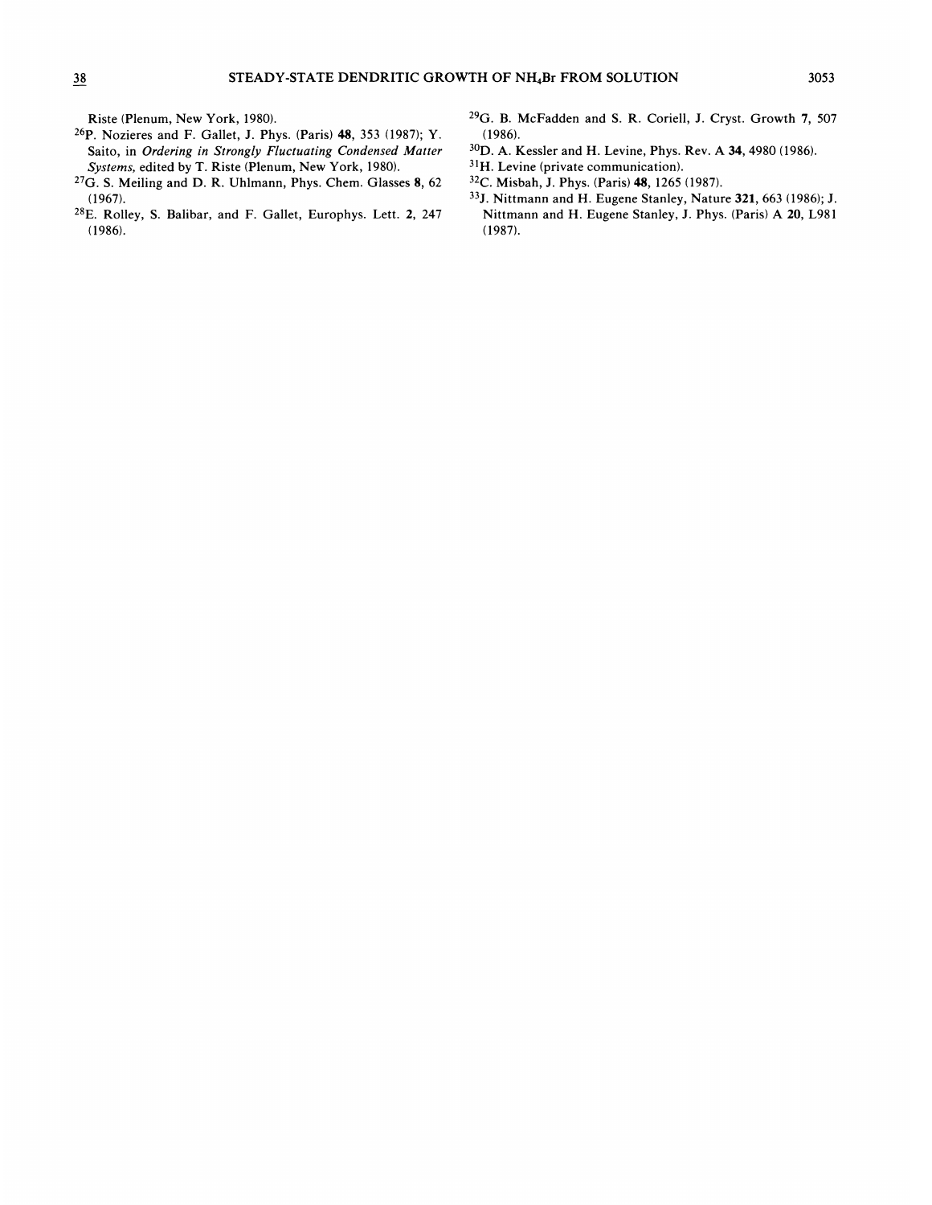Riste (Plenum, New York, 1980).

[26] P. Nozieres and F. Gallet, J. Phys. (Paris) **48**, 353 (1987); Y. Saito, in *Ordering in Strongly Fluctuating Condensed Matter Systems*, edited by T. Riste (Plenum, New York, 1980).

[27] G. S. Meiling and D. R. Uhlmann, Phys. Chem. Glasses **8**, 62 (1967).

[28] E. Rolley, S. Balibar, and F. Gallet, Europhys. Lett. **2**, 247 (1986).

[29] G. B. McFadden and S. R. Coriell, J. Cryst. Growth **7**, 507 (1986).

[30] D. A. Kessler and H. Levine, Phys. Rev. A **34**, 4980 (1986).

[31] H. Levine (private communication).

[32] C. Misbah, J. Phys. (Paris) **48**, 1265 (1987).

[33] J. Nittmann and H. Eugene Stanley, Nature **321**, 663 (1986); J. Nittmann and H. Eugene Stanley, J. Phys. (Paris) A **20**, L981 (1987).